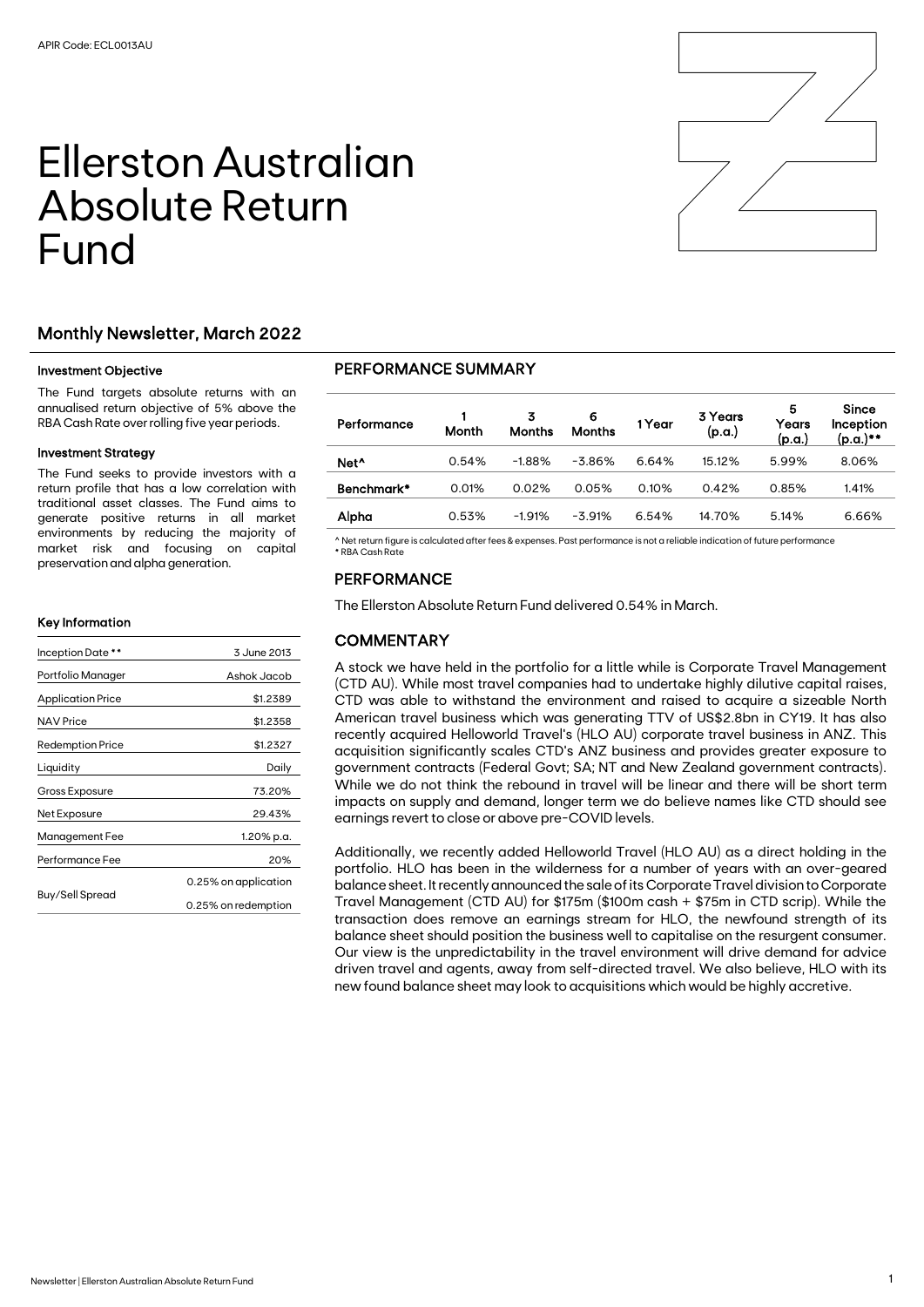APIR Code: ECL0013AU

# Ellerston Australian Absolute Return Fund

## Monthly Newsletter, March 2022

### Investment Objective

The Fund targets absolute returns with an annualised return objective of 5% above the RBA Cash Rate over rolling five year periods.

### Investment Strategy

The Fund seeks to provide investors with a return profile that has a low correlation with traditional asset classes. The Fund aims to generate positive returns in all market environments by reducing the majority of market risk and focusing on capital preservation and alpha generation.

### Key Information

| | |
|---|---|
| Inception Date ** | 3 June 2013 |
| Portfolio Manager | Ashok Jacob |
| Application Price | $1.2389 |
| NAV Price | $1.2358 |
| Redemption Price | $1.2327 |
| Liquidity | Daily |
| Gross Exposure | 73.20% |
| Net Exposure | 29.43% |
| Management Fee | 1.20% p.a. |
| Performance Fee | 20% |
| Buy/Sell Spread | 0.25% on application |
| | 0.25% on redemption |

## PERFORMANCE SUMMARY

| Performance | 1 Month | 3 Months | 6 Months | 1 Year | 3 Years (p.a.) | 5 Years (p.a.) | Since Inception (p.a.)** |
|---|---|---|---|---|---|---|---|
| Net^ | 0.54% | -1.88% | -3.86% | 6.64% | 15.12% | 5.99% | 8.06% |
| Benchmark* | 0.01% | 0.02% | 0.05% | 0.10% | 0.42% | 0.85% | 1.41% |
| Alpha | 0.53% | -1.91% | -3.91% | 6.54% | 14.70% | 5.14% | 6.66% |

^ Net return figure is calculated after fees & expenses. Past performance is not a reliable indication of future performance
* RBA Cash Rate

## PERFORMANCE

The Ellerston Absolute Return Fund delivered 0.54% in March.

## COMMENTARY

A stock we have held in the portfolio for a little while is Corporate Travel Management (CTD AU). While most travel companies had to undertake highly dilutive capital raises, CTD was able to withstand the environment and raised to acquire a sizeable North American travel business which was generating TTV of US$2.8bn in CY19. It has also recently acquired Helloworld Travel's (HLO AU) corporate travel business in ANZ. This acquisition significantly scales CTD's ANZ business and provides greater exposure to government contracts (Federal Govt; SA; NT and New Zealand government contracts). While we do not think the rebound in travel will be linear and there will be short term impacts on supply and demand, longer term we do believe names like CTD should see earnings revert to close or above pre-COVID levels.

Additionally, we recently added Helloworld Travel (HLO AU) as a direct holding in the portfolio. HLO has been in the wilderness for a number of years with an over-geared balance sheet. It recently announced the sale of its Corporate Travel division to Corporate Travel Management (CTD AU) for $175m ($100m cash + $75m in CTD scrip). While the transaction does remove an earnings stream for HLO, the newfound strength of its balance sheet should position the business well to capitalise on the resurgent consumer. Our view is the unpredictability in the travel environment will drive demand for advice driven travel and agents, away from self-directed travel. We also believe, HLO with its new found balance sheet may look to acquisitions which would be highly accretive.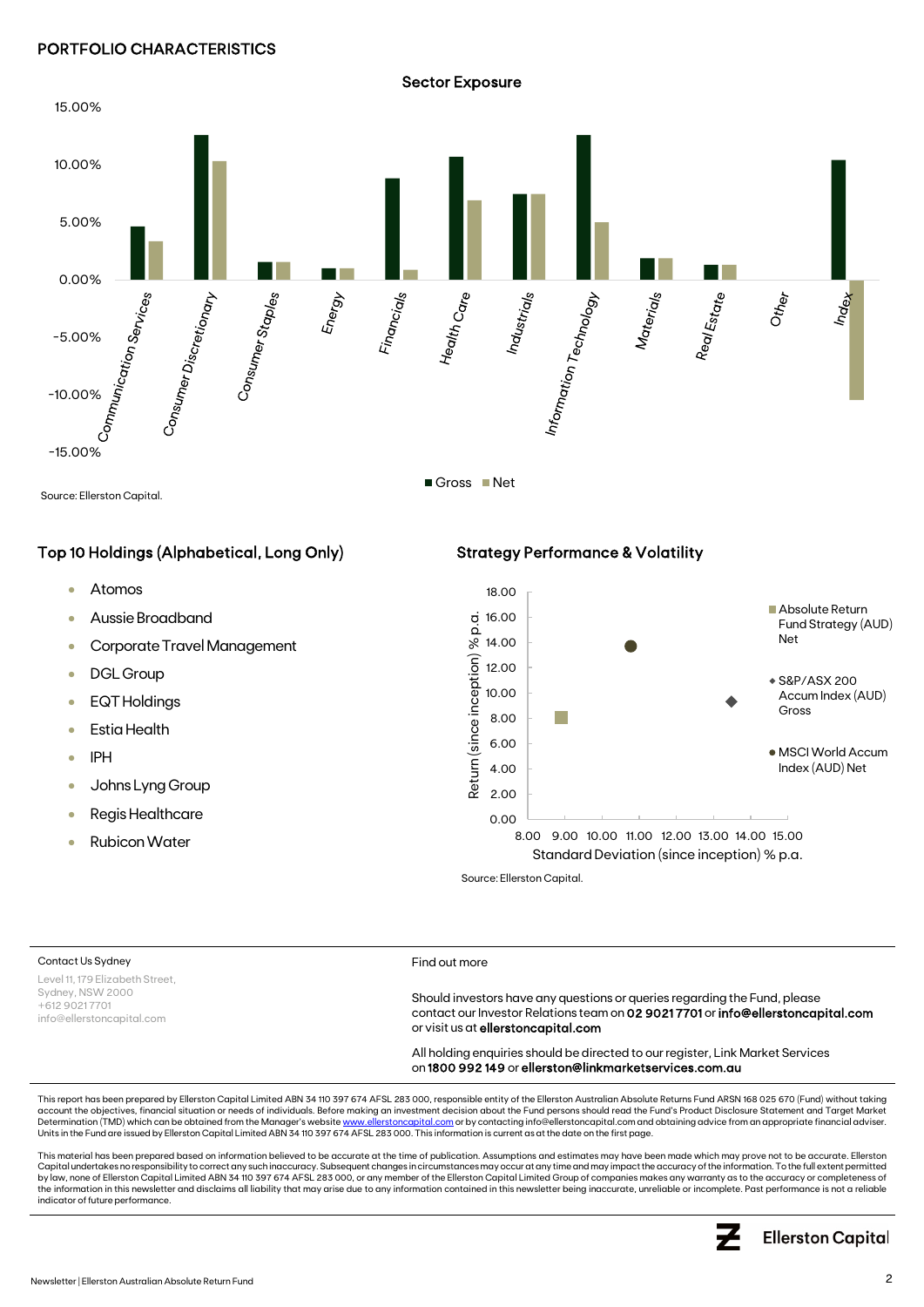## PORTFOLIO CHARACTERISTICS

### Sector Exposure

15.00%
10.00%
5.00%
0.00%
-5.00%
-10.00%
-15.00%

Communication Services
Consumer Discretionary
Consumer Staples
Energy
Financials
Health Care
Industrials
Information Technology
Materials
Real Estate
Other
Index

Gross Net

Source: Ellerston Capital.

### Top 10 Holdings (Alphabetical, Long Only)

- Atomos
- Aussie Broadband
- Corporate Travel Management
- DGL Group
- EQT Holdings
- Estia Health
- IPH
- Johns Lyng Group
- Regis Healthcare
- Rubicon Water

### Strategy Performance & Volatility

Return (since inception) % p.a.

18.00
16.00
14.00
12.00
10.00
8.00
6.00
4.00
2.00
0.00

8.00 9.00 10.00 11.00 12.00 13.00 14.00 15.00

Standard Deviation (since inception) % p.a.

Absolute Return Fund Strategy (AUD) Net

S&P/ASX 200 Accum Index (AUD) Gross

MSCI World Accum Index (AUD) Net

Source: Ellerston Capital.

Contact Us Sydney

Level 11, 179 Elizabeth Street,
Sydney, NSW 2000
+612 9021 7701
info@ellerstoncapital.com

Find out more

Should investors have any questions or queries regarding the Fund, please contact our Investor Relations team on **02 9021 7701** or **info@ellerstoncapital.com** or visit us at **ellerstoncapital.com**

All holding enquiries should be directed to our register, Link Market Services on **1800 992 149** or **ellerston@linkmarketservices.com.au**

This report has been prepared by Ellerston Capital Limited ABN 34 110 397 674 AFSL 283 000, responsible entity of the Ellerston Australian Absolute Returns Fund ARSN 168 025 670 (Fund) without taking account the objectives, financial situation or needs of individuals. Before making an investment decision about the Fund persons should read the Fund's Product Disclosure Statement and Target Market Determination (TMD) which can be obtained from the Manager's website www.ellerstoncapital.com or by contacting info@ellerstoncapital.com and obtaining advice from an appropriate financial adviser. Units in the Fund are issued by Ellerston Capital Limited ABN 34 110 397 674 AFSL 283 000. This information is current as at the date on the first page.

This material has been prepared based on information believed to be accurate at the time of publication. Assumptions and estimates may have been made which may prove not to be accurate. Ellerston Capital undertakes no responsibility to correct any such inaccuracy. Subsequent changes in circumstances may occur at any time and may impact the accuracy of the information. To the full extent permitted by law, none of Ellerston Capital Limited ABN 34 110 397 674 AFSL 283 000, or any member of the Ellerston Capital Group of companies makes any warranty as to the accuracy or completeness of the information in this newsletter and disclaims all liability that may arise due to any information contained in this newsletter being inaccurate, unreliable or incomplete. Past performance is not a reliable indicator of future performance.

Ellerston Capital